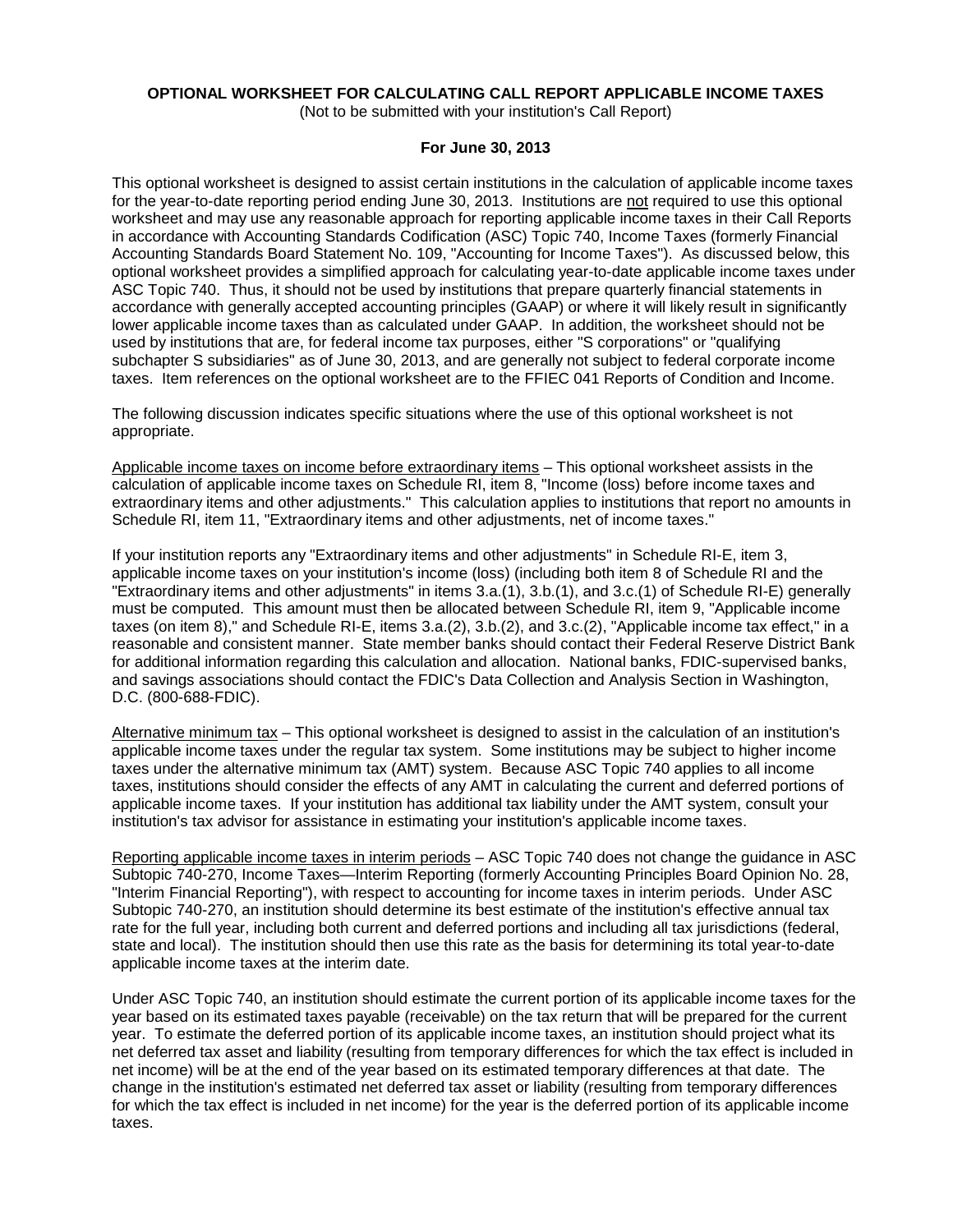**OPTIONAL WORKSHEET FOR CALCULATING CALL REPORT APPLICABLE INCOME TAXES**

(Not to be submitted with your institution's Call Report)

**For June 30, 2013**

This optional worksheet is designed to assist certain institutions in the calculation of applicable income taxes for the year-to-date reporting period ending June 30, 2013. Institutions are not required to use this optional worksheet and may use any reasonable approach for reporting applicable income taxes in their Call Reports in accordance with Accounting Standards Codification (ASC) Topic 740, Income Taxes (formerly Financial Accounting Standards Board Statement No. 109, "Accounting for Income Taxes"). As discussed below, this optional worksheet provides a simplified approach for calculating year-to-date applicable income taxes under ASC Topic 740. Thus, it should not be used by institutions that prepare quarterly financial statements in accordance with generally accepted accounting principles (GAAP) or where it will likely result in significantly lower applicable income taxes than as calculated under GAAP. In addition, the worksheet should not be used by institutions that are, for federal income tax purposes, either "S corporations" or "qualifying subchapter S subsidiaries" as of June 30, 2013, and are generally not subject to federal corporate income taxes. Item references on the optional worksheet are to the FFIEC 041 Reports of Condition and Income.

The following discussion indicates specific situations where the use of this optional worksheet is not appropriate.

Applicable income taxes on income before extraordinary items – This optional worksheet assists in the calculation of applicable income taxes on Schedule RI, item 8, "Income (loss) before income taxes and extraordinary items and other adjustments." This calculation applies to institutions that report no amounts in Schedule RI, item 11, "Extraordinary items and other adjustments, net of income taxes."

If your institution reports any "Extraordinary items and other adjustments" in Schedule RI-E, item 3, applicable income taxes on your institution's income (loss) (including both item 8 of Schedule RI and the "Extraordinary items and other adjustments" in items 3.a.(1), 3.b.(1), and 3.c.(1) of Schedule RI-E) generally must be computed. This amount must then be allocated between Schedule RI, item 9, "Applicable income taxes (on item 8)," and Schedule RI-E, items 3.a.(2), 3.b.(2), and 3.c.(2), "Applicable income tax effect," in a reasonable and consistent manner. State member banks should contact their Federal Reserve District Bank for additional information regarding this calculation and allocation. National banks, FDIC-supervised banks, and savings associations should contact the FDIC's Data Collection and Analysis Section in Washington, D.C. (800-688-FDIC).

Alternative minimum tax – This optional worksheet is designed to assist in the calculation of an institution's applicable income taxes under the regular tax system. Some institutions may be subject to higher income taxes under the alternative minimum tax (AMT) system. Because ASC Topic 740 applies to all income taxes, institutions should consider the effects of any AMT in calculating the current and deferred portions of applicable income taxes. If your institution has additional tax liability under the AMT system, consult your institution's tax advisor for assistance in estimating your institution's applicable income taxes.

Reporting applicable income taxes in interim periods – ASC Topic 740 does not change the guidance in ASC Subtopic 740-270, Income Taxes—Interim Reporting (formerly Accounting Principles Board Opinion No. 28, "Interim Financial Reporting"), with respect to accounting for income taxes in interim periods. Under ASC Subtopic 740-270, an institution should determine its best estimate of the institution's effective annual tax rate for the full year, including both current and deferred portions and including all tax jurisdictions (federal, state and local). The institution should then use this rate as the basis for determining its total year-to-date applicable income taxes at the interim date.

Under ASC Topic 740, an institution should estimate the current portion of its applicable income taxes for the year based on its estimated taxes payable (receivable) on the tax return that will be prepared for the current year. To estimate the deferred portion of its applicable income taxes, an institution should project what its net deferred tax asset and liability (resulting from temporary differences for which the tax effect is included in net income) will be at the end of the year based on its estimated temporary differences at that date. The change in the institution's estimated net deferred tax asset or liability (resulting from temporary differences for which the tax effect is included in net income) for the year is the deferred portion of its applicable income taxes.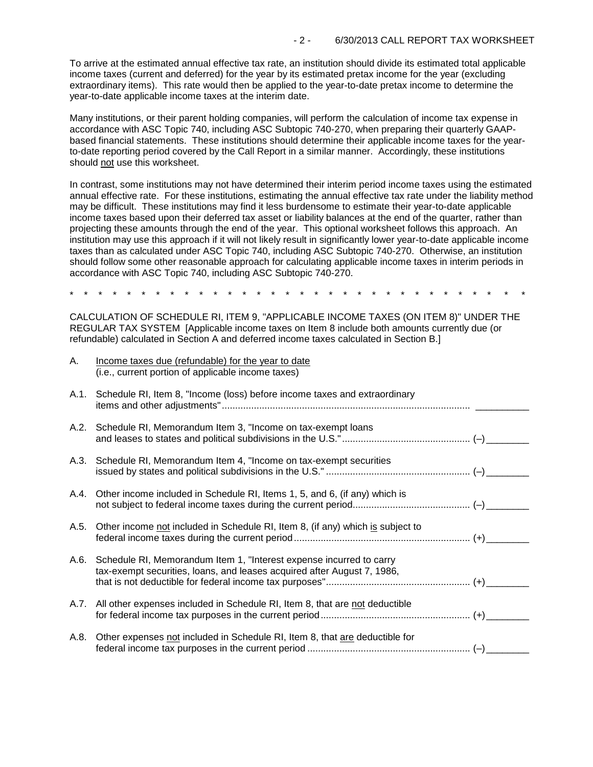To arrive at the estimated annual effective tax rate, an institution should divide its estimated total applicable income taxes (current and deferred) for the year by its estimated pretax income for the year (excluding extraordinary items). This rate would then be applied to the year-to-date pretax income to determine the year-to-date applicable income taxes at the interim date.

Many institutions, or their parent holding companies, will perform the calculation of income tax expense in accordance with ASC Topic 740, including ASC Subtopic 740-270, when preparing their quarterly GAAP-based financial statements. These institutions should determine their applicable income taxes for the year-to-date reporting period covered by the Call Report in a similar manner. Accordingly, these institutions should not use this worksheet.

In contrast, some institutions may not have determined their interim period income taxes using the estimated annual effective rate. For these institutions, estimating the annual effective tax rate under the liability method may be difficult. These institutions may find it less burdensome to estimate their year-to-date applicable income taxes based upon their deferred tax asset or liability balances at the end of the quarter, rather than projecting these amounts through the end of the year. This optional worksheet follows this approach. An institution may use this approach if it will not likely result in significantly lower year-to-date applicable income taxes than as calculated under ASC Topic 740, including ASC Subtopic 740-270. Otherwise, an institution should follow some other reasonable approach for calculating applicable income taxes in interim periods in accordance with ASC Topic 740, including ASC Subtopic 740-270.

\* \* \* \* \* \* \* \* \* \* \* \* \* \* \* \* \* \* \* \* \* \* \* \* \* \* \* \* \* \* \* \* \* \* \* \*

CALCULATION OF SCHEDULE RI, ITEM 9, "APPLICABLE INCOME TAXES (ON ITEM 8)" UNDER THE REGULAR TAX SYSTEM [Applicable income taxes on Item 8 include both amounts currently due (or refundable) calculated in Section A and deferred income taxes calculated in Section B.]

A. Income taxes due (refundable) for the year to date
(i.e., current portion of applicable income taxes)

A.1. Schedule RI, Item 8, "Income (loss) before income taxes and extraordinary items and other adjustments" .......... __________

A.2. Schedule RI, Memorandum Item 3, "Income on tax-exempt loans and leases to states and political subdivisions in the U.S." .......... (–) ________

A.3. Schedule RI, Memorandum Item 4, "Income on tax-exempt securities issued by states and political subdivisions in the U.S." .......... (–) ________

A.4. Other income included in Schedule RI, Items 1, 5, and 6, (if any) which is not subject to federal income taxes during the current period .......... (–) ________

A.5. Other income not included in Schedule RI, Item 8, (if any) which is subject to federal income taxes during the current period .......... (+) ________

A.6. Schedule RI, Memorandum Item 1, "Interest expense incurred to carry tax-exempt securities, loans, and leases acquired after August 7, 1986, that is not deductible for federal income tax purposes" .......... (+) ________

A.7. All other expenses included in Schedule RI, Item 8, that are not deductible for federal income tax purposes in the current period .......... (+) ________

A.8. Other expenses not included in Schedule RI, Item 8, that are deductible for federal income tax purposes in the current period .......... (–) ________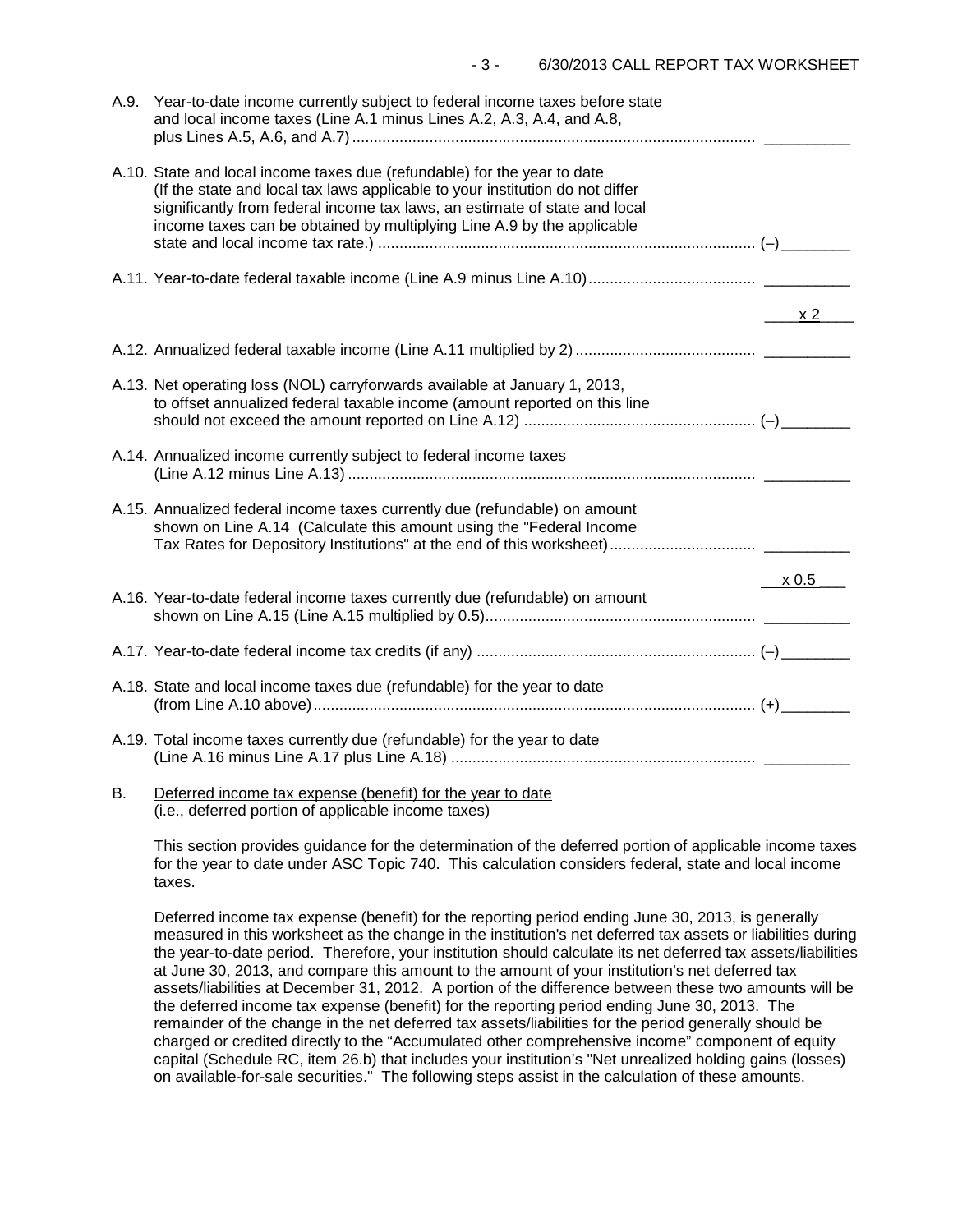A.9. Year-to-date income currently subject to federal income taxes before state and local income taxes (Line A.1 minus Lines A.2, A.3, A.4, and A.8, plus Lines A.5, A.6, and A.7) .............................................................................................. __________

A.10. State and local income taxes due (refundable) for the year to date (If the state and local tax laws applicable to your institution do not differ significantly from federal income tax laws, an estimate of state and local income taxes can be obtained by multiplying Line A.9 by the applicable state and local income tax rate.) ........................................................................................ (–) ________

A.11. Year-to-date federal taxable income (Line A.9 minus Line A.10) ....................................... __________

x 2

A.12. Annualized federal taxable income (Line A.11 multiplied by 2) .......................................... __________

A.13. Net operating loss (NOL) carryforwards available at January 1, 2013, to offset annualized federal taxable income (amount reported on this line should not exceed the amount reported on Line A.12) ...................................................... (–) ________

A.14. Annualized income currently subject to federal income taxes (Line A.12 minus Line A.13) ............................................................................................... __________

A.15. Annualized federal income taxes currently due (refundable) on amount shown on Line A.14 (Calculate this amount using the "Federal Income Tax Rates for Depository Institutions" at the end of this worksheet) .................................. __________

x 0.5

A.16. Year-to-date federal income taxes currently due (refundable) on amount shown on Line A.15 (Line A.15 multiplied by 0.5) ............................................................... __________

A.17. Year-to-date federal income tax credits (if any) ................................................................. (–) ________

A.18. State and local income taxes due (refundable) for the year to date (from Line A.10 above) ....................................................................................................... (+) ________

A.19. Total income taxes currently due (refundable) for the year to date (Line A.16 minus Line A.17 plus Line A.18) ....................................................................... __________

B. Deferred income tax expense (benefit) for the year to date (i.e., deferred portion of applicable income taxes)

This section provides guidance for the determination of the deferred portion of applicable income taxes for the year to date under ASC Topic 740. This calculation considers federal, state and local income taxes.

Deferred income tax expense (benefit) for the reporting period ending June 30, 2013, is generally measured in this worksheet as the change in the institution's net deferred tax assets or liabilities during the year-to-date period. Therefore, your institution should calculate its net deferred tax assets/liabilities at June 30, 2013, and compare this amount to the amount of your institution's net deferred tax assets/liabilities at December 31, 2012. A portion of the difference between these two amounts will be the deferred income tax expense (benefit) for the reporting period ending June 30, 2013. The remainder of the change in the net deferred tax assets/liabilities for the period generally should be charged or credited directly to the "Accumulated other comprehensive income" component of equity capital (Schedule RC, item 26.b) that includes your institution's "Net unrealized holding gains (losses) on available-for-sale securities." The following steps assist in the calculation of these amounts.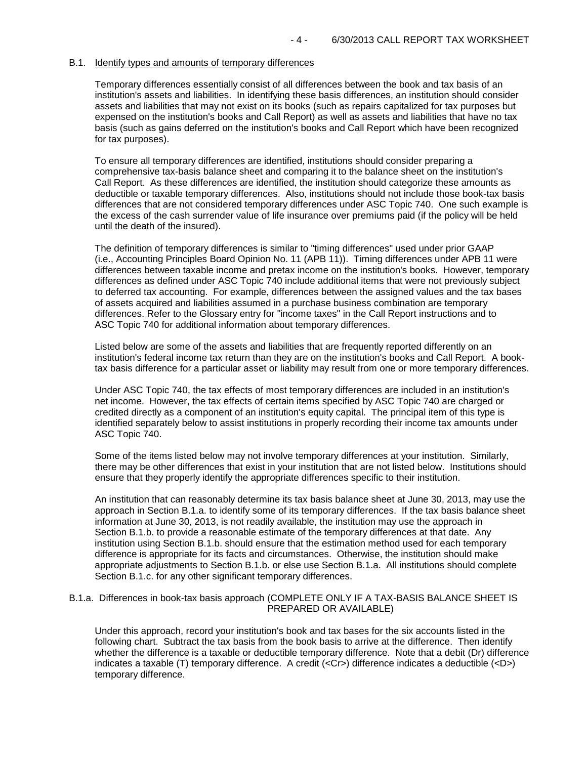## B.1. Identify types and amounts of temporary differences

Temporary differences essentially consist of all differences between the book and tax basis of an institution's assets and liabilities. In identifying these basis differences, an institution should consider assets and liabilities that may not exist on its books (such as repairs capitalized for tax purposes but expensed on the institution's books and Call Report) as well as assets and liabilities that have no tax basis (such as gains deferred on the institution's books and Call Report which have been recognized for tax purposes).

To ensure all temporary differences are identified, institutions should consider preparing a comprehensive tax-basis balance sheet and comparing it to the balance sheet on the institution's Call Report. As these differences are identified, the institution should categorize these amounts as deductible or taxable temporary differences. Also, institutions should not include those book-tax basis differences that are not considered temporary differences under ASC Topic 740. One such example is the excess of the cash surrender value of life insurance over premiums paid (if the policy will be held until the death of the insured).

The definition of temporary differences is similar to "timing differences" used under prior GAAP (i.e., Accounting Principles Board Opinion No. 11 (APB 11)). Timing differences under APB 11 were differences between taxable income and pretax income on the institution's books. However, temporary differences as defined under ASC Topic 740 include additional items that were not previously subject to deferred tax accounting. For example, differences between the assigned values and the tax bases of assets acquired and liabilities assumed in a purchase business combination are temporary differences. Refer to the Glossary entry for "income taxes" in the Call Report instructions and to ASC Topic 740 for additional information about temporary differences.

Listed below are some of the assets and liabilities that are frequently reported differently on an institution's federal income tax return than they are on the institution's books and Call Report. A book-tax basis difference for a particular asset or liability may result from one or more temporary differences.

Under ASC Topic 740, the tax effects of most temporary differences are included in an institution's net income. However, the tax effects of certain items specified by ASC Topic 740 are charged or credited directly as a component of an institution's equity capital. The principal item of this type is identified separately below to assist institutions in properly recording their income tax amounts under ASC Topic 740.

Some of the items listed below may not involve temporary differences at your institution. Similarly, there may be other differences that exist in your institution that are not listed below. Institutions should ensure that they properly identify the appropriate differences specific to their institution.

An institution that can reasonably determine its tax basis balance sheet at June 30, 2013, may use the approach in Section B.1.a. to identify some of its temporary differences. If the tax basis balance sheet information at June 30, 2013, is not readily available, the institution may use the approach in Section B.1.b. to provide a reasonable estimate of the temporary differences at that date. Any institution using Section B.1.b. should ensure that the estimation method used for each temporary difference is appropriate for its facts and circumstances. Otherwise, the institution should make appropriate adjustments to Section B.1.b. or else use Section B.1.a. All institutions should complete Section B.1.c. for any other significant temporary differences.

### B.1.a. Differences in book-tax basis approach (COMPLETE ONLY IF A TAX-BASIS BALANCE SHEET IS PREPARED OR AVAILABLE)

Under this approach, record your institution's book and tax bases for the six accounts listed in the following chart. Subtract the tax basis from the book basis to arrive at the difference. Then identify whether the difference is a taxable or deductible temporary difference. Note that a debit (Dr) difference indicates a taxable (T) temporary difference. A credit (<Cr>) difference indicates a deductible (<D>) temporary difference.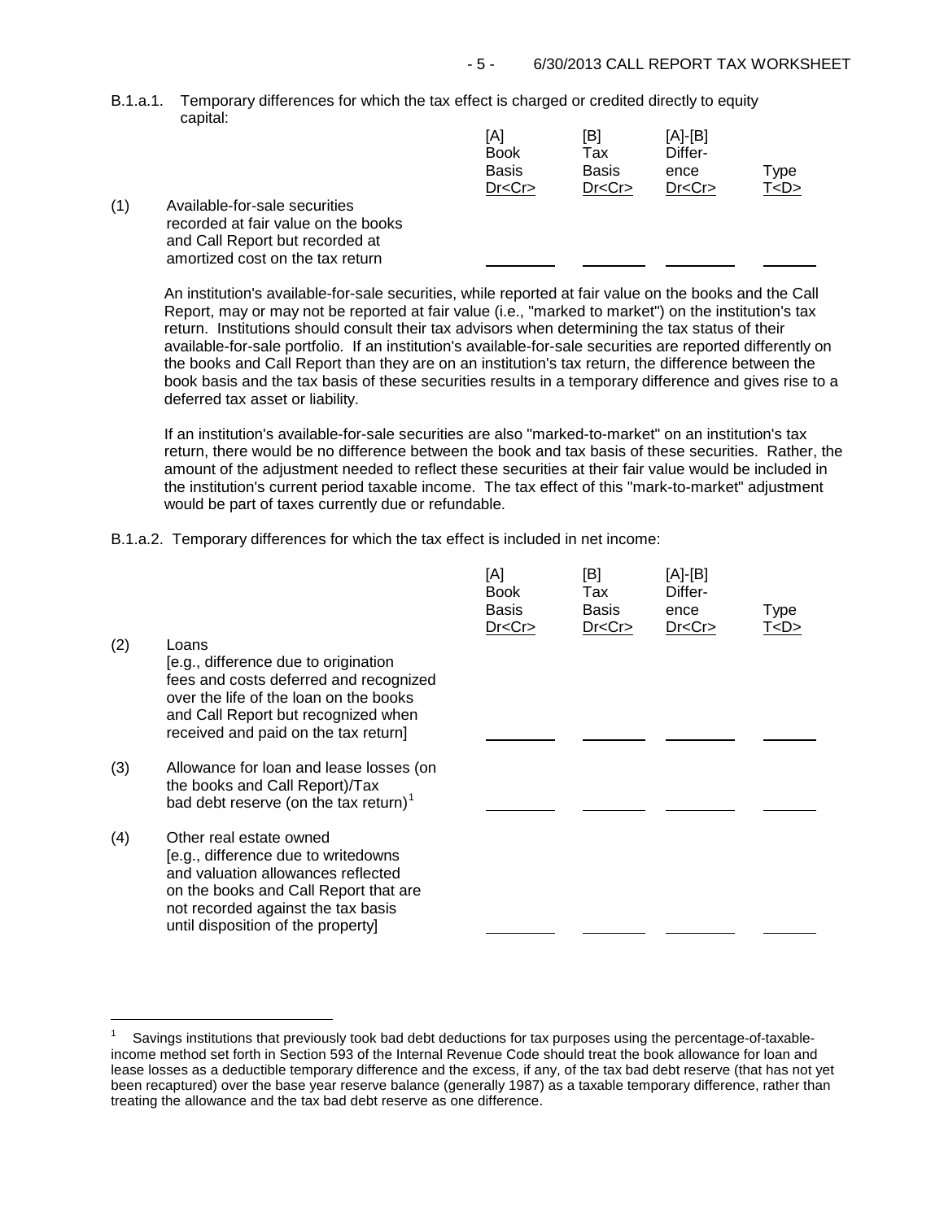B.1.a.1. Temporary differences for which the tax effect is charged or credited directly to equity capital:

| | | [A] Book Basis Dr<Cr> | [B] Tax Basis Dr<Cr> | [A]-[B] Difference Dr<Cr> | Type T<D> |
|---|---|---|---|---|---|
| (1) | Available-for-sale securities recorded at fair value on the books and Call Report but recorded at amortized cost on the tax return | \_\_\_\_\_\_\_\_ | \_\_\_\_\_\_\_\_ | \_\_\_\_\_\_\_\_ | \_\_\_\_\_\_\_\_ |

An institution's available-for-sale securities, while reported at fair value on the books and the Call Report, may or may not be reported at fair value (i.e., "marked to market") on the institution's tax return. Institutions should consult their tax advisors when determining the tax status of their available-for-sale portfolio. If an institution's available-for-sale securities are reported differently on the books and Call Report than they are on an institution's tax return, the difference between the book basis and the tax basis of these securities results in a temporary difference and gives rise to a deferred tax asset or liability.

If an institution's available-for-sale securities are also "marked-to-market" on an institution's tax return, there would be no difference between the book and tax basis of these securities. Rather, the amount of the adjustment needed to reflect these securities at their fair value would be included in the institution's current period taxable income. The tax effect of this "mark-to-market" adjustment would be part of taxes currently due or refundable.

B.1.a.2. Temporary differences for which the tax effect is included in net income:

| | | [A] Book Basis Dr<Cr> | [B] Tax Basis Dr<Cr> | [A]-[B] Difference Dr<Cr> | Type T<D> |
|---|---|---|---|---|---|
| (2) | Loans [e.g., difference due to origination fees and costs deferred and recognized over the life of the loan on the books and Call Report but recognized when received and paid on the tax return] | \_\_\_\_\_\_\_\_ | \_\_\_\_\_\_\_\_ | \_\_\_\_\_\_\_\_ | \_\_\_\_\_\_\_\_ |
| (3) | Allowance for loan and lease losses (on the books and Call Report)/Tax bad debt reserve (on the tax return)[1] | \_\_\_\_\_\_\_\_ | \_\_\_\_\_\_\_\_ | \_\_\_\_\_\_\_\_ | \_\_\_\_\_\_\_\_ |
| (4) | Other real estate owned [e.g., difference due to writedowns and valuation allowances reflected on the books and Call Report that are not recorded against the tax basis until disposition of the property] | \_\_\_\_\_\_\_\_ | \_\_\_\_\_\_\_\_ | \_\_\_\_\_\_\_\_ | \_\_\_\_\_\_\_\_ |

---

[1] Savings institutions that previously took bad debt deductions for tax purposes using the percentage-of-taxable-income method set forth in Section 593 of the Internal Revenue Code should treat the book allowance for loan and lease losses as a deductible temporary difference and the excess, if any, of the tax bad debt reserve (that has not yet been recaptured) over the base year reserve balance (generally 1987) as a taxable temporary difference, rather than treating the allowance and the tax bad debt reserve as one difference.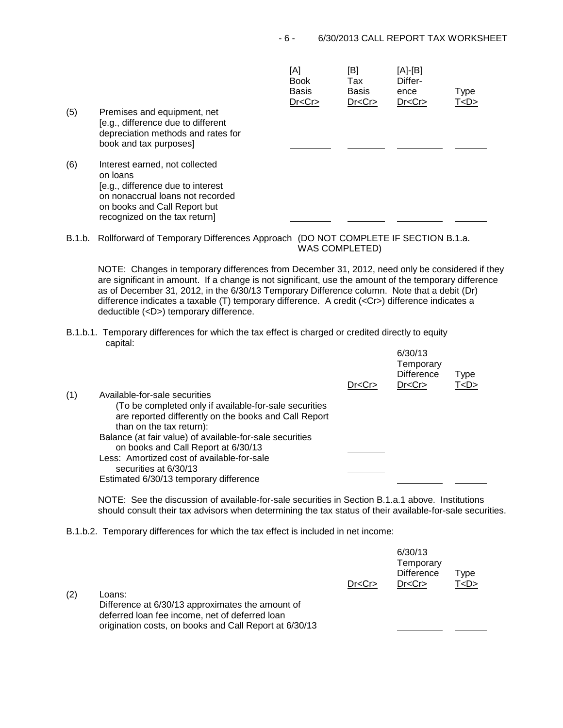| | | [A] Book Basis Dr<Cr> | [B] Tax Basis Dr<Cr> | [A]-[B] Difference Dr<Cr> | Type T<D> |
|---|---|---|---|---|---|
| (5) | Premises and equipment, net [e.g., difference due to different depreciation methods and rates for book and tax purposes] | ________ | ________ | ________ | ______ |
| (6) | Interest earned, not collected on loans [e.g., difference due to interest on nonaccrual loans not recorded on books and Call Report but recognized on the tax return] | ________ | ________ | ________ | ______ |

B.1.b. Rollforward of Temporary Differences Approach (DO NOT COMPLETE IF SECTION B.1.a. WAS COMPLETED)

NOTE: Changes in temporary differences from December 31, 2012, need only be considered if they are significant in amount. If a change is not significant, use the amount of the temporary difference as of December 31, 2012, in the 6/30/13 Temporary Difference column. Note that a debit (Dr) difference indicates a taxable (T) temporary difference. A credit (<Cr>) difference indicates a deductible (<D>) temporary difference.

B.1.b.1. Temporary differences for which the tax effect is charged or credited directly to equity capital:

| | | Dr<Cr> | 6/30/13 Temporary Difference Dr<Cr> | Type T<D> |
|---|---|---|---|---|
| (1) | Available-for-sale securities (To be completed only if available-for-sale securities are reported differently on the books and Call Report than on the tax return): | | | |
| | Balance (at fair value) of available-for-sale securities on books and Call Report at 6/30/13 | ________ | | |
| | Less: Amortized cost of available-for-sale securities at 6/30/13 | ________ | | |
| | Estimated 6/30/13 temporary difference | | ________ | ______ |

NOTE: See the discussion of available-for-sale securities in Section B.1.a.1 above. Institutions should consult their tax advisors when determining the tax status of their available-for-sale securities.

B.1.b.2. Temporary differences for which the tax effect is included in net income:

| | | Dr<Cr> | 6/30/13 Temporary Difference Dr<Cr> | Type T<D> |
|---|---|---|---|---|
| (2) | Loans: Difference at 6/30/13 approximates the amount of deferred loan fee income, net of deferred loan origination costs, on books and Call Report at 6/30/13 | | ________ | ______ |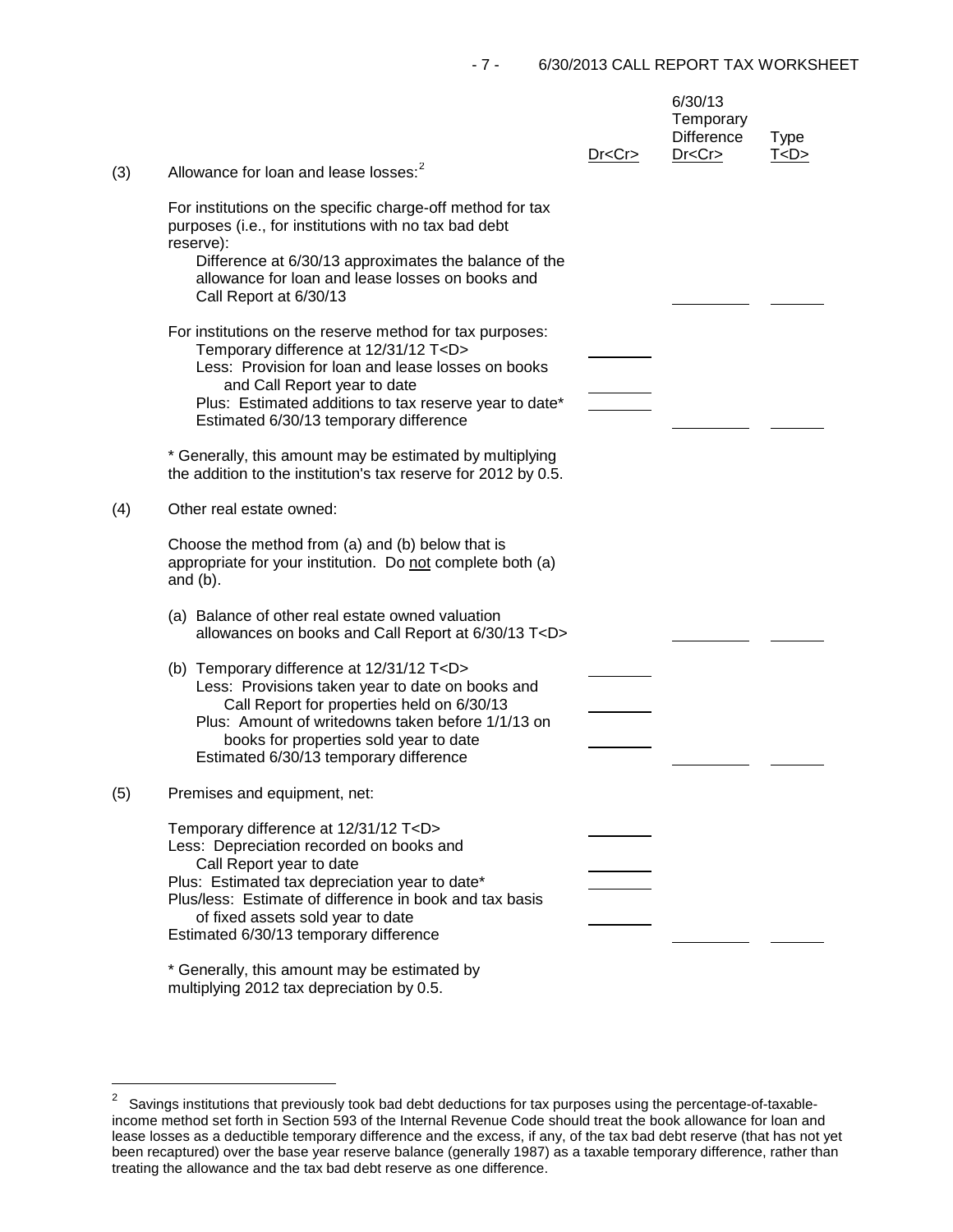| | | Dr<Cr> | 6/30/13 Temporary Difference Dr<Cr> | Type T<D> |
|---|---|---|---|---|
| (3) | Allowance for loan and lease losses:[2] | | | |
| | For institutions on the specific charge-off method for tax purposes (i.e., for institutions with no tax bad debt reserve): | | | |
| | Difference at 6/30/13 approximates the balance of the allowance for loan and lease losses on books and Call Report at 6/30/13 | | ______ | ______ |
| | For institutions on the reserve method for tax purposes: | | | |
| | Temporary difference at 12/31/12 T<D> | ______ | | |
| | Less: Provision for loan and lease losses on books and Call Report year to date | ______ | | |
| | Plus: Estimated additions to tax reserve year to date* | ______ | | |
| | Estimated 6/30/13 temporary difference | | ______ | ______ |
| | * Generally, this amount may be estimated by multiplying the addition to the institution's tax reserve for 2012 by 0.5. | | | |
| (4) | Other real estate owned: | | | |
| | Choose the method from (a) and (b) below that is appropriate for your institution. Do not complete both (a) and (b). | | | |
| | (a) Balance of other real estate owned valuation allowances on books and Call Report at 6/30/13 T<D> | | ______ | ______ |
| | (b) Temporary difference at 12/31/12 T<D> | ______ | | |
| | Less: Provisions taken year to date on books and Call Report for properties held on 6/30/13 | ______ | | |
| | Plus: Amount of writedowns taken before 1/1/13 on books for properties sold year to date | ______ | | |
| | Estimated 6/30/13 temporary difference | | ______ | ______ |
| (5) | Premises and equipment, net: | | | |
| | Temporary difference at 12/31/12 T<D> | ______ | | |
| | Less: Depreciation recorded on books and Call Report year to date | ______ | | |
| | Plus: Estimated tax depreciation year to date* | ______ | | |
| | Plus/less: Estimate of difference in book and tax basis of fixed assets sold year to date | ______ | | |
| | Estimated 6/30/13 temporary difference | | ______ | ______ |
| | * Generally, this amount may be estimated by multiplying 2012 tax depreciation by 0.5. | | | |

---

[2] Savings institutions that previously took bad debt deductions for tax purposes using the percentage-of-taxable-income method set forth in Section 593 of the Internal Revenue Code should treat the book allowance for loan and lease losses as a deductible temporary difference and the excess, if any, of the tax bad debt reserve (that has not yet been recaptured) over the base year reserve balance (generally 1987) as a taxable temporary difference, rather than treating the allowance and the tax bad debt reserve as one difference.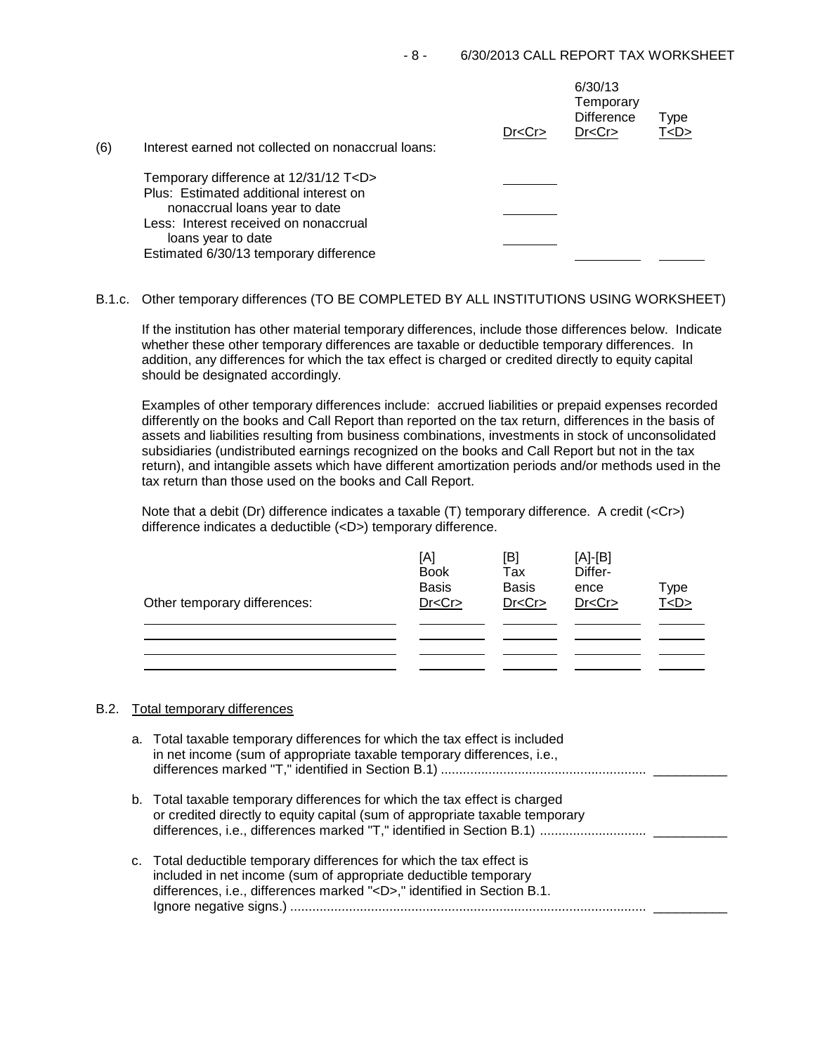| (6) Interest earned not collected on nonaccrual loans: | Dr<Cr> | 6/30/13 Temporary Difference Dr<Cr> | Type T<D> |
|---|---|---|---|
| Temporary difference at 12/31/12 T<D> | ________ | | |
| Plus: Estimated additional interest on nonaccrual loans year to date | ________ | | |
| Less: Interest received on nonaccrual loans year to date | ________ | | |
| Estimated 6/30/13 temporary difference | | ________ | ______ |

B.1.c. Other temporary differences (TO BE COMPLETED BY ALL INSTITUTIONS USING WORKSHEET)

If the institution has other material temporary differences, include those differences below. Indicate whether these other temporary differences are taxable or deductible temporary differences. In addition, any differences for which the tax effect is charged or credited directly to equity capital should be designated accordingly.

Examples of other temporary differences include: accrued liabilities or prepaid expenses recorded differently on the books and Call Report than reported on the tax return, differences in the basis of assets and liabilities resulting from business combinations, investments in stock of unconsolidated subsidiaries (undistributed earnings recognized on the books and Call Report but not in the tax return), and intangible assets which have different amortization periods and/or methods used in the tax return than those used on the books and Call Report.

Note that a debit (Dr) difference indicates a taxable (T) temporary difference. A credit (<Cr>) difference indicates a deductible (<D>) temporary difference.

| Other temporary differences: | [A] Book Basis Dr<Cr> | [B] Tax Basis Dr<Cr> | [A]-[B] Difference Dr<Cr> | Type T<D> |
|---|---|---|---|---|
| | | | | |
| | | | | |
| | | | | |
| | | | | |

B.2. Total temporary differences

a. Total taxable temporary differences for which the tax effect is included in net income (sum of appropriate taxable temporary differences, i.e., differences marked "T," identified in Section B.1) .................................................... __________

b. Total taxable temporary differences for which the tax effect is charged or credited directly to equity capital (sum of appropriate taxable temporary differences, i.e., differences marked "T," identified in Section B.1) ............................ __________

c. Total deductible temporary differences for which the tax effect is included in net income (sum of appropriate deductible temporary differences, i.e., differences marked "<D>," identified in Section B.1. Ignore negative signs.) .................................................................................... __________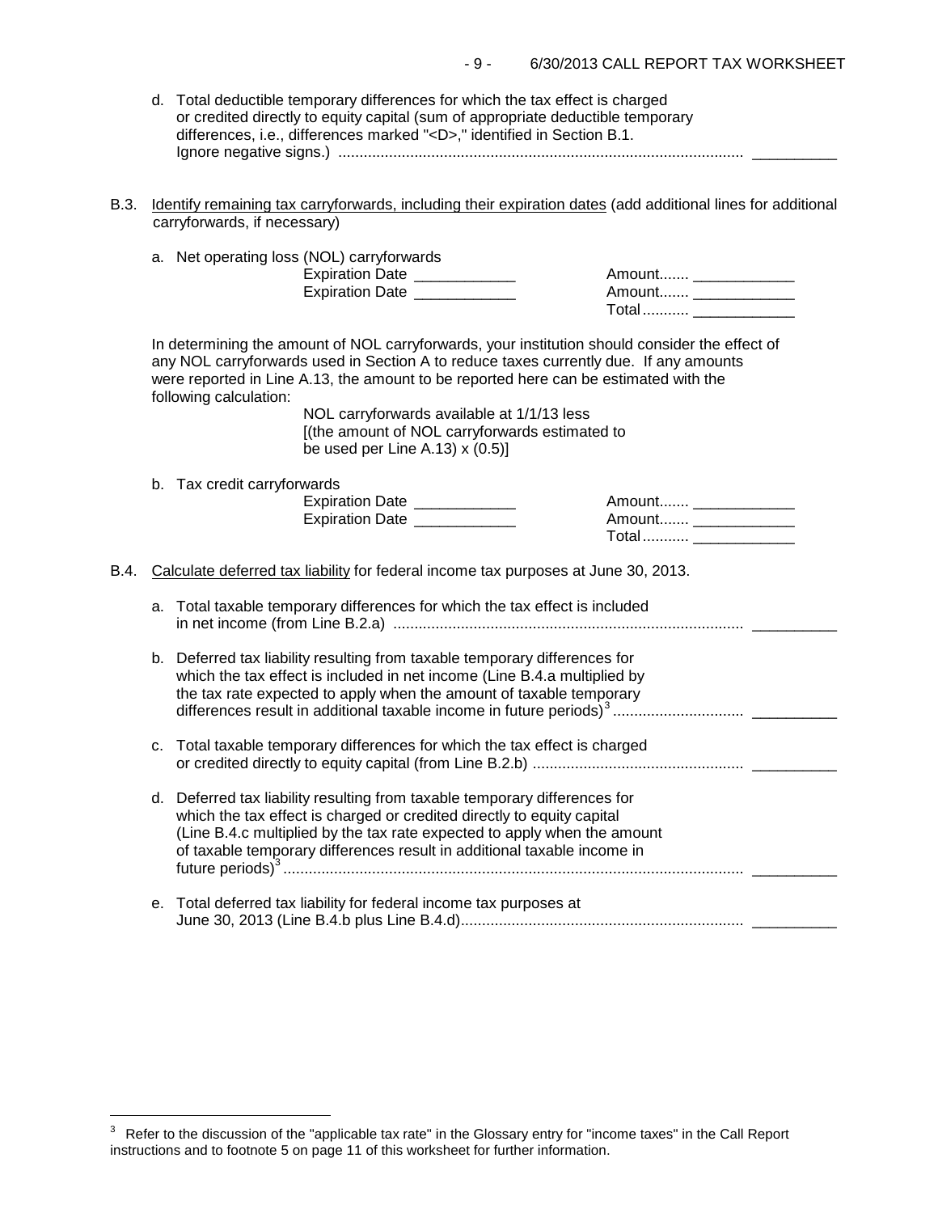d. Total deductible temporary differences for which the tax effect is charged or credited directly to equity capital (sum of appropriate deductible temporary differences, i.e., differences marked "<D>," identified in Section B.1. Ignore negative signs.) ................................................................................................ __________

B.3. Identify remaining tax carryforwards, including their expiration dates (add additional lines for additional carryforwards, if necessary)

a. Net operating loss (NOL) carryforwards

| | |
|---|---|
| Expiration Date ___________ | Amount....... ____________ |
| Expiration Date ___________ | Amount....... ____________ |
| | Total........... ____________ |

In determining the amount of NOL carryforwards, your institution should consider the effect of any NOL carryforwards used in Section A to reduce taxes currently due. If any amounts were reported in Line A.13, the amount to be reported here can be estimated with the following calculation:

> NOL carryforwards available at 1/1/13 less
> [(the amount of NOL carryforwards estimated to be used per Line A.13) x (0.5)]

b. Tax credit carryforwards

| | |
|---|---|
| Expiration Date ___________ | Amount....... ____________ |
| Expiration Date ___________ | Amount....... ____________ |
| | Total........... ____________ |

B.4. Calculate deferred tax liability for federal income tax purposes at June 30, 2013.

a. Total taxable temporary differences for which the tax effect is included in net income (from Line B.2.a) .................................................................................. __________

b. Deferred tax liability resulting from taxable temporary differences for which the tax effect is included in net income (Line B.4.a multiplied by the tax rate expected to apply when the amount of taxable temporary differences result in additional taxable income in future periods)[3] .............................. __________

c. Total taxable temporary differences for which the tax effect is charged or credited directly to equity capital (from Line B.2.b) .................................................. __________

d. Deferred tax liability resulting from taxable temporary differences for which the tax effect is charged or credited directly to equity capital (Line B.4.c multiplied by the tax rate expected to apply when the amount of taxable temporary differences result in additional taxable income in future periods)[3] ............................................................................................................ __________

e. Total deferred tax liability for federal income tax purposes at June 30, 2013 (Line B.4.b plus Line B.4.d)................................................................... __________

---

[3] Refer to the discussion of the "applicable tax rate" in the Glossary entry for "income taxes" in the Call Report instructions and to footnote 5 on page 11 of this worksheet for further information.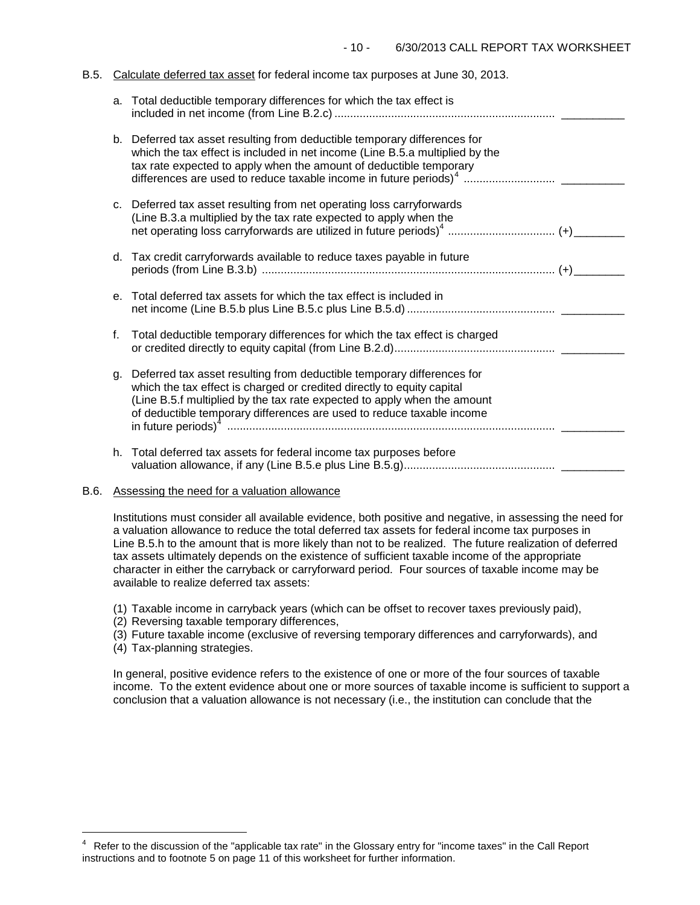B.5. <u>Calculate deferred tax asset</u> for federal income tax purposes at June 30, 2013.

a. Total deductible temporary differences for which the tax effect is included in net income (from Line B.2.c) ..................................................................... __________

b. Deferred tax asset resulting from deductible temporary differences for which the tax effect is included in net income (Line B.5.a multiplied by the tax rate expected to apply when the amount of deductible temporary differences are used to reduce taxable income in future periods)[4] ............................ __________

c. Deferred tax asset resulting from net operating loss carryforwards (Line B.3.a multiplied by the tax rate expected to apply when the net operating loss carryforwards are utilized in future periods)[4] ................................. (+)________

d. Tax credit carryforwards available to reduce taxes payable in future periods (from Line B.3.b) ............................................................................................ (+)________

e. Total deferred tax assets for which the tax effect is included in net income (Line B.5.b plus Line B.5.c plus Line B.5.d) ............................................... __________

f. Total deductible temporary differences for which the tax effect is charged or credited directly to equity capital (from Line B.2.d).................................................. __________

g. Deferred tax asset resulting from deductible temporary differences for which the tax effect is charged or credited directly to equity capital (Line B.5.f multiplied by the tax rate expected to apply when the amount of deductible temporary differences are used to reduce taxable income in future periods)[4] ....................................................................................................... __________

h. Total deferred tax assets for federal income tax purposes before valuation allowance, if any (Line B.5.e plus Line B.5.g)................................................ __________

B.6. <u>Assessing the need for a valuation allowance</u>

Institutions must consider all available evidence, both positive and negative, in assessing the need for a valuation allowance to reduce the total deferred tax assets for federal income tax purposes in Line B.5.h to the amount that is more likely than not to be realized. The future realization of deferred tax assets ultimately depends on the existence of sufficient taxable income of the appropriate character in either the carryback or carryforward period. Four sources of taxable income may be available to realize deferred tax assets:

(1) Taxable income in carryback years (which can be offset to recover taxes previously paid),
(2) Reversing taxable temporary differences,
(3) Future taxable income (exclusive of reversing temporary differences and carryforwards), and
(4) Tax-planning strategies.

In general, positive evidence refers to the existence of one or more of the four sources of taxable income. To the extent evidence about one or more sources of taxable income is sufficient to support a conclusion that a valuation allowance is not necessary (i.e., the institution can conclude that the

---

[4] Refer to the discussion of the "applicable tax rate" in the Glossary entry for "income taxes" in the Call Report instructions and to footnote 5 on page 11 of this worksheet for further information.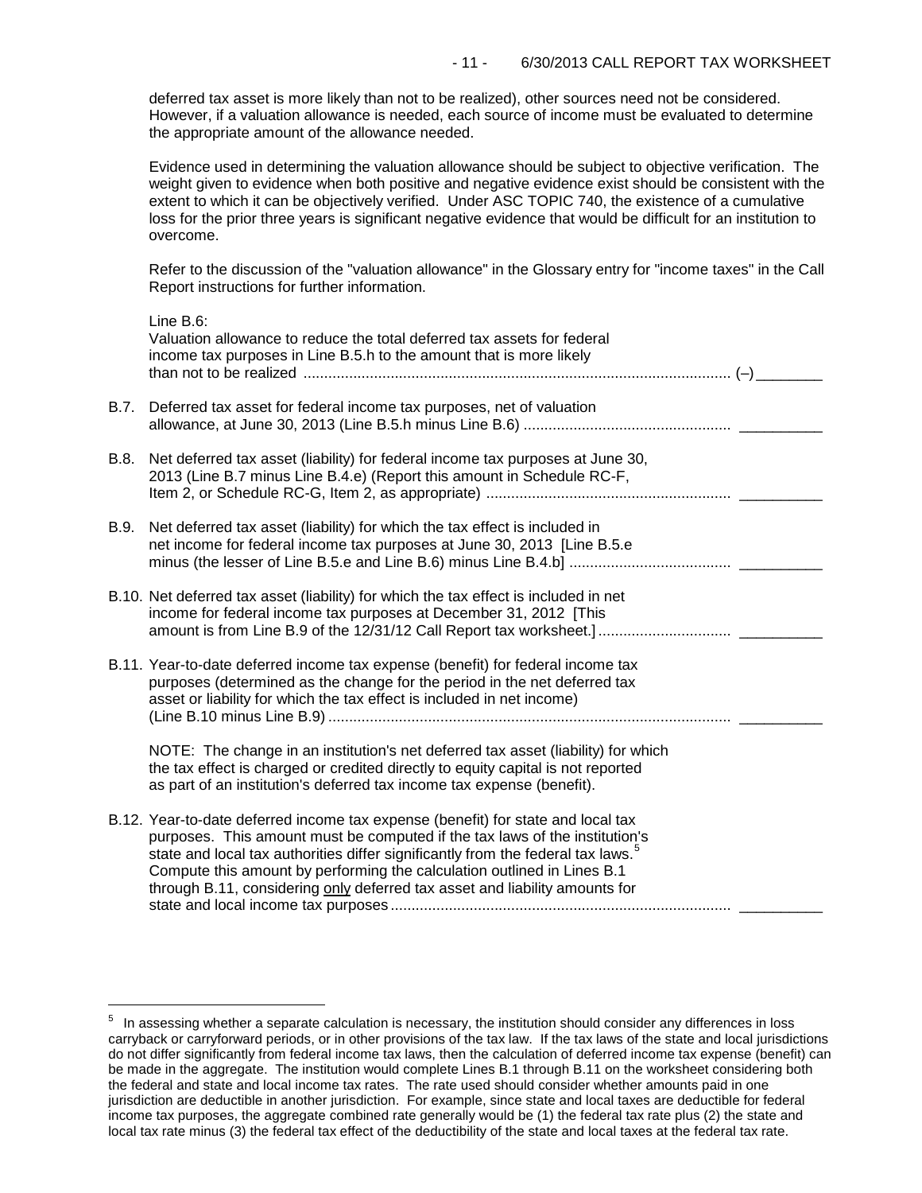deferred tax asset is more likely than not to be realized), other sources need not be considered. However, if a valuation allowance is needed, each source of income must be evaluated to determine the appropriate amount of the allowance needed.

Evidence used in determining the valuation allowance should be subject to objective verification. The weight given to evidence when both positive and negative evidence exist should be consistent with the extent to which it can be objectively verified. Under ASC TOPIC 740, the existence of a cumulative loss for the prior three years is significant negative evidence that would be difficult for an institution to overcome.

Refer to the discussion of the "valuation allowance" in the Glossary entry for "income taxes" in the Call Report instructions for further information.

Line B.6:
Valuation allowance to reduce the total deferred tax assets for federal income tax purposes in Line B.5.h to the amount that is more likely than not to be realized ........................................................................................................ (–) ________

B.7. Deferred tax asset for federal income tax purposes, net of valuation allowance, at June 30, 2013 (Line B.5.h minus Line B.6) .................................................. __________

B.8. Net deferred tax asset (liability) for federal income tax purposes at June 30, 2013 (Line B.7 minus Line B.4.e) (Report this amount in Schedule RC-F, Item 2, or Schedule RC-G, Item 2, as appropriate) ........................................................... __________

B.9. Net deferred tax asset (liability) for which the tax effect is included in net income for federal income tax purposes at June 30, 2013 [Line B.5.e minus (the lesser of Line B.5.e and Line B.6) minus Line B.4.b] ....................................... __________

B.10. Net deferred tax asset (liability) for which the tax effect is included in net income for federal income tax purposes at December 31, 2012 [This amount is from Line B.9 of the 12/31/12 Call Report tax worksheet.] ................................ __________

B.11. Year-to-date deferred income tax expense (benefit) for federal income tax purposes (determined as the change for the period in the net deferred tax asset or liability for which the tax effect is included in net income) (Line B.10 minus Line B.9) ................................................................................................ __________

NOTE: The change in an institution's net deferred tax asset (liability) for which the tax effect is charged or credited directly to equity capital is not reported as part of an institution's deferred tax income tax expense (benefit).

B.12. Year-to-date deferred income tax expense (benefit) for state and local tax purposes. This amount must be computed if the tax laws of the institution's state and local tax authorities differ significantly from the federal tax laws.[5] Compute this amount by performing the calculation outlined in Lines B.1 through B.11, considering only deferred tax asset and liability amounts for state and local income tax purposes .................................................................................. __________

---

[5] In assessing whether a separate calculation is necessary, the institution should consider any differences in loss carryback or carryforward periods, or in other provisions of the tax law. If the tax laws of the state and local jurisdictions do not differ significantly from federal income tax laws, then the calculation of deferred income tax expense (benefit) can be made in the aggregate. The institution would complete Lines B.1 through B.11 on the worksheet considering both the federal and state and local income tax rates. The rate used should consider whether amounts paid in one jurisdiction are deductible in another jurisdiction. For example, since state and local taxes are deductible for federal income tax purposes, the aggregate combined rate generally would be (1) the federal tax rate plus (2) the state and local tax rate minus (3) the federal tax effect of the deductibility of the state and local taxes at the federal tax rate.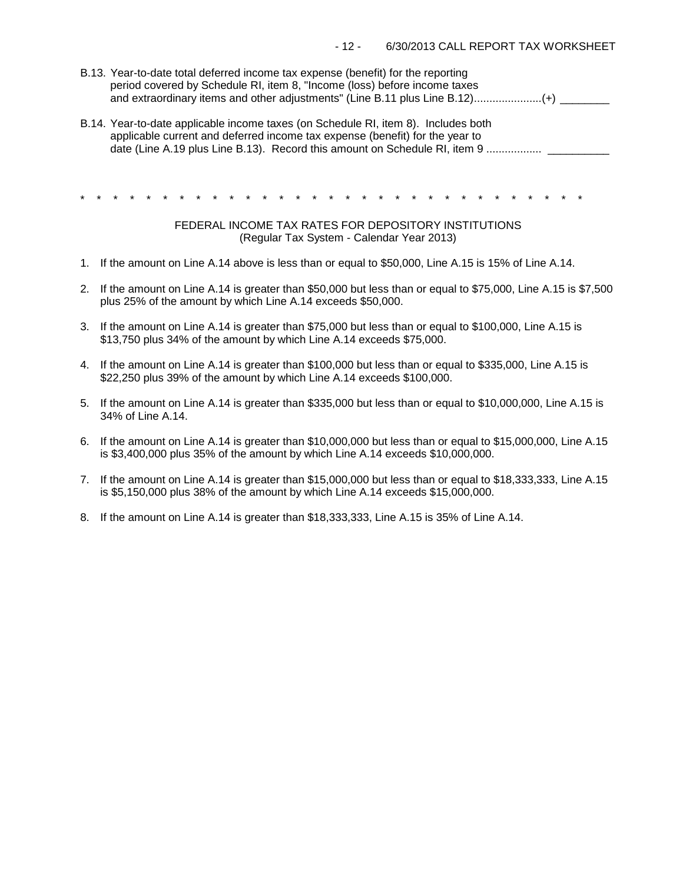B.13. Year-to-date total deferred income tax expense (benefit) for the reporting period covered by Schedule RI, item 8, "Income (loss) before income taxes and extraordinary items and other adjustments" (Line B.11 plus Line B.12)......................(+) ________

B.14. Year-to-date applicable income taxes (on Schedule RI, item 8). Includes both applicable current and deferred income tax expense (benefit) for the year to date (Line A.19 plus Line B.13). Record this amount on Schedule RI, item 9 .................. __________

\* \* \* \* \* \* \* \* \* \* \* \* \* \* \* \* \* \* \* \* \* \* \* \* \* \* \* \* \* \* \* \* \* \* \* \*

## FEDERAL INCOME TAX RATES FOR DEPOSITORY INSTITUTIONS
(Regular Tax System - Calendar Year 2013)

1. If the amount on Line A.14 above is less than or equal to $50,000, Line A.15 is 15% of Line A.14.
2. If the amount on Line A.14 is greater than $50,000 but less than or equal to $75,000, Line A.15 is $7,500 plus 25% of the amount by which Line A.14 exceeds $50,000.
3. If the amount on Line A.14 is greater than $75,000 but less than or equal to $100,000, Line A.15 is $13,750 plus 34% of the amount by which Line A.14 exceeds $75,000.
4. If the amount on Line A.14 is greater than $100,000 but less than or equal to $335,000, Line A.15 is $22,250 plus 39% of the amount by which Line A.14 exceeds $100,000.
5. If the amount on Line A.14 is greater than $335,000 but less than or equal to $10,000,000, Line A.15 is 34% of Line A.14.
6. If the amount on Line A.14 is greater than $10,000,000 but less than or equal to $15,000,000, Line A.15 is $3,400,000 plus 35% of the amount by which Line A.14 exceeds $10,000,000.
7. If the amount on Line A.14 is greater than $15,000,000 but less than or equal to $18,333,333, Line A.15 is $5,150,000 plus 38% of the amount by which Line A.14 exceeds $15,000,000.
8. If the amount on Line A.14 is greater than $18,333,333, Line A.15 is 35% of Line A.14.